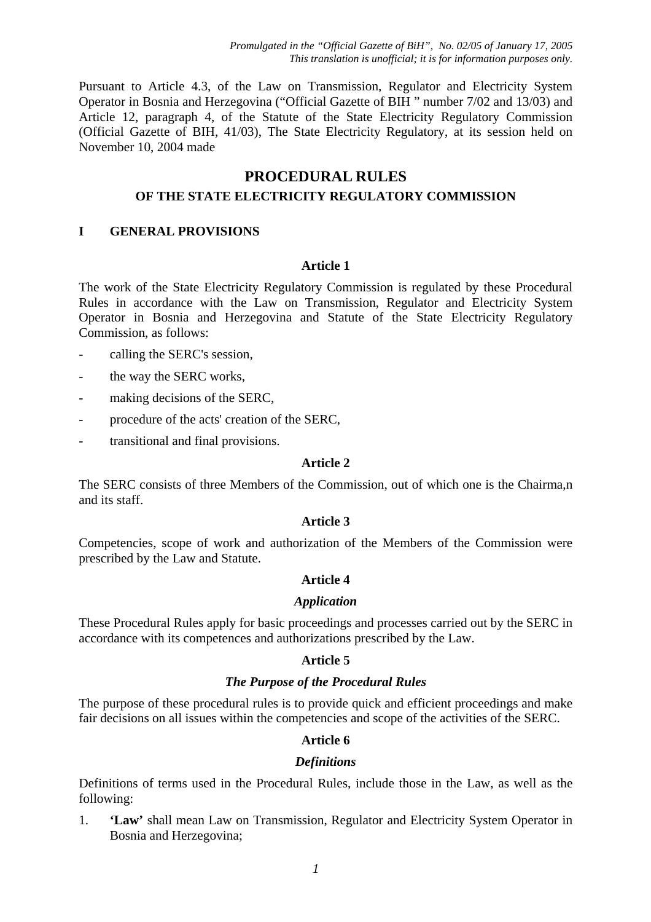*Promulgated in the "Official Gazette of BiH", No. 02/05 of January 17, 2005*
*This translation is unofficial; it is for information purposes only.*

Pursuant to Article 4.3, of the Law on Transmission, Regulator and Electricity System Operator in Bosnia and Herzegovina ("Official Gazette of BIH " number 7/02 and 13/03) and Article 12, paragraph 4, of the Statute of the State Electricity Regulatory Commission (Official Gazette of BIH, 41/03), The State Electricity Regulatory, at its session held on November 10, 2004 made

# PROCEDURAL RULES

## OF THE STATE ELECTRICITY REGULATORY COMMISSION

## I GENERAL PROVISIONS

### Article 1

The work of the State Electricity Regulatory Commission is regulated by these Procedural Rules in accordance with the Law on Transmission, Regulator and Electricity System Operator in Bosnia and Herzegovina and Statute of the State Electricity Regulatory Commission, as follows:

- calling the SERC's session,
- the way the SERC works,
- making decisions of the SERC,
- procedure of the acts' creation of the SERC,
- transitional and final provisions.

### Article 2

The SERC consists of three Members of the Commission, out of which one is the Chairma,n and its staff.

### Article 3

Competencies, scope of work and authorization of the Members of the Commission were prescribed by the Law and Statute.

### Article 4

***Application***

These Procedural Rules apply for basic proceedings and processes carried out by the SERC in accordance with its competences and authorizations prescribed by the Law.

### Article 5

***The Purpose of the Procedural Rules***

The purpose of these procedural rules is to provide quick and efficient proceedings and make fair decisions on all issues within the competencies and scope of the activities of the SERC.

### Article 6

***Definitions***

Definitions of terms used in the Procedural Rules, include those in the Law, as well as the following:

1. **'Law'** shall mean Law on Transmission, Regulator and Electricity System Operator in Bosnia and Herzegovina;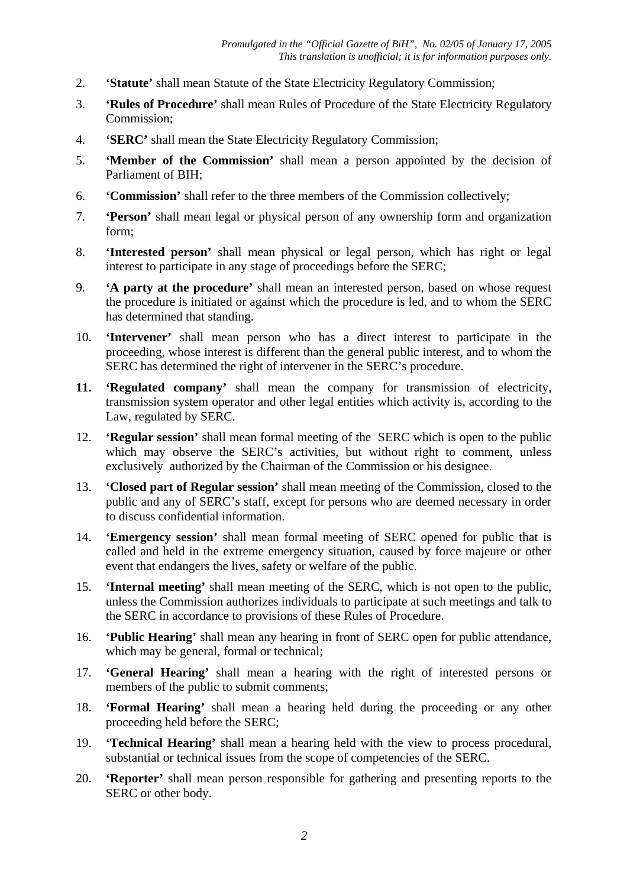2. **'Statute'** shall mean Statute of the State Electricity Regulatory Commission;
3. **'Rules of Procedure'** shall mean Rules of Procedure of the State Electricity Regulatory Commission;
4. **'SERC'** shall mean the State Electricity Regulatory Commission;
5. **'Member of the Commission'** shall mean a person appointed by the decision of Parliament of BIH;
6. **'Commission'** shall refer to the three members of the Commission collectively;
7. **'Person'** shall mean legal or physical person of any ownership form and organization form;
8. **'Interested person'** shall mean physical or legal person, which has right or legal interest to participate in any stage of proceedings before the SERC;
9. **'A party at the procedure'** shall mean an interested person, based on whose request the procedure is initiated or against which the procedure is led, and to whom the SERC has determined that standing.
10. **'Intervener'** shall mean person who has a direct interest to participate in the proceeding, whose interest is different than the general public interest, and to whom the SERC has determined the right of intervener in the SERC's procedure.
11. **'Regulated company'** shall mean the company for transmission of electricity, transmission system operator and other legal entities which activity is, according to the Law, regulated by SERC.
12. **'Regular session'** shall mean formal meeting of the SERC which is open to the public which may observe the SERC's activities, but without right to comment, unless exclusively authorized by the Chairman of the Commission or his designee.
13. **'Closed part of Regular session'** shall mean meeting of the Commission, closed to the public and any of SERC's staff, except for persons who are deemed necessary in order to discuss confidential information.
14. **'Emergency session'** shall mean formal meeting of SERC opened for public that is called and held in the extreme emergency situation, caused by force majeure or other event that endangers the lives, safety or welfare of the public.
15. **'Internal meeting'** shall mean meeting of the SERC, which is not open to the public, unless the Commission authorizes individuals to participate at such meetings and talk to the SERC in accordance to provisions of these Rules of Procedure.
16. **'Public Hearing'** shall mean any hearing in front of SERC open for public attendance, which may be general, formal or technical;
17. **'General Hearing'** shall mean a hearing with the right of interested persons or members of the public to submit comments;
18. **'Formal Hearing'** shall mean a hearing held during the proceeding or any other proceeding held before the SERC;
19. **'Technical Hearing'** shall mean a hearing held with the view to process procedural, substantial or technical issues from the scope of competencies of the SERC.
20. **'Reporter'** shall mean person responsible for gathering and presenting reports to the SERC or other body.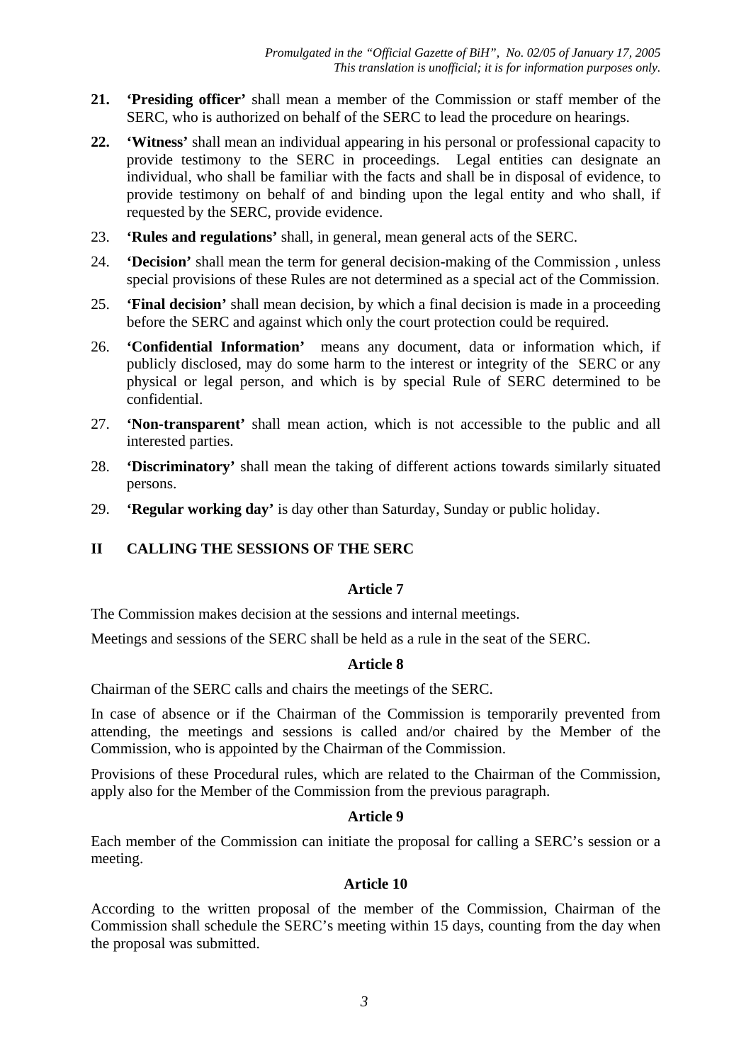21. **'Presiding officer'** shall mean a member of the Commission or staff member of the SERC, who is authorized on behalf of the SERC to lead the procedure on hearings.

22. **'Witness'** shall mean an individual appearing in his personal or professional capacity to provide testimony to the SERC in proceedings. Legal entities can designate an individual, who shall be familiar with the facts and shall be in disposal of evidence, to provide testimony on behalf of and binding upon the legal entity and who shall, if requested by the SERC, provide evidence.

23. **'Rules and regulations'** shall, in general, mean general acts of the SERC.

24. **'Decision'** shall mean the term for general decision-making of the Commission , unless special provisions of these Rules are not determined as a special act of the Commission.

25. **'Final decision'** shall mean decision, by which a final decision is made in a proceeding before the SERC and against which only the court protection could be required.

26. **'Confidential Information'** means any document, data or information which, if publicly disclosed, may do some harm to the interest or integrity of the SERC or any physical or legal person, and which is by special Rule of SERC determined to be confidential.

27. **'Non-transparent'** shall mean action, which is not accessible to the public and all interested parties.

28. **'Discriminatory'** shall mean the taking of different actions towards similarly situated persons.

29. **'Regular working day'** is day other than Saturday, Sunday or public holiday.

## II CALLING THE SESSIONS OF THE SERC

### Article 7

The Commission makes decision at the sessions and internal meetings.

Meetings and sessions of the SERC shall be held as a rule in the seat of the SERC.

### Article 8

Chairman of the SERC calls and chairs the meetings of the SERC.

In case of absence or if the Chairman of the Commission is temporarily prevented from attending, the meetings and sessions is called and/or chaired by the Member of the Commission, who is appointed by the Chairman of the Commission.

Provisions of these Procedural rules, which are related to the Chairman of the Commission, apply also for the Member of the Commission from the previous paragraph.

### Article 9

Each member of the Commission can initiate the proposal for calling a SERC's session or a meeting.

### Article 10

According to the written proposal of the member of the Commission, Chairman of the Commission shall schedule the SERC's meeting within 15 days, counting from the day when the proposal was submitted.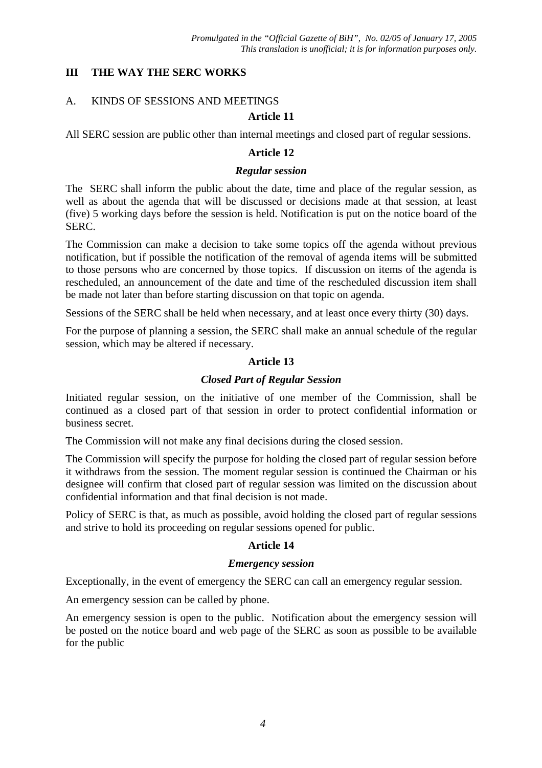## III THE WAY THE SERC WORKS

### A. KINDS OF SESSIONS AND MEETINGS

**Article 11**

All SERC session are public other than internal meetings and closed part of regular sessions.

**Article 12**

***Regular session***

The SERC shall inform the public about the date, time and place of the regular session, as well as about the agenda that will be discussed or decisions made at that session, at least (five) 5 working days before the session is held. Notification is put on the notice board of the SERC.

The Commission can make a decision to take some topics off the agenda without previous notification, but if possible the notification of the removal of agenda items will be submitted to those persons who are concerned by those topics. If discussion on items of the agenda is rescheduled, an announcement of the date and time of the rescheduled discussion item shall be made not later than before starting discussion on that topic on agenda.

Sessions of the SERC shall be held when necessary, and at least once every thirty (30) days.

For the purpose of planning a session, the SERC shall make an annual schedule of the regular session, which may be altered if necessary.

**Article 13**

***Closed Part of Regular Session***

Initiated regular session, on the initiative of one member of the Commission, shall be continued as a closed part of that session in order to protect confidential information or business secret.

The Commission will not make any final decisions during the closed session.

The Commission will specify the purpose for holding the closed part of regular session before it withdraws from the session. The moment regular session is continued the Chairman or his designee will confirm that closed part of regular session was limited on the discussion about confidential information and that final decision is not made.

Policy of SERC is that, as much as possible, avoid holding the closed part of regular sessions and strive to hold its proceeding on regular sessions opened for public.

**Article 14**

***Emergency session***

Exceptionally, in the event of emergency the SERC can call an emergency regular session.

An emergency session can be called by phone.

An emergency session is open to the public. Notification about the emergency session will be posted on the notice board and web page of the SERC as soon as possible to be available for the public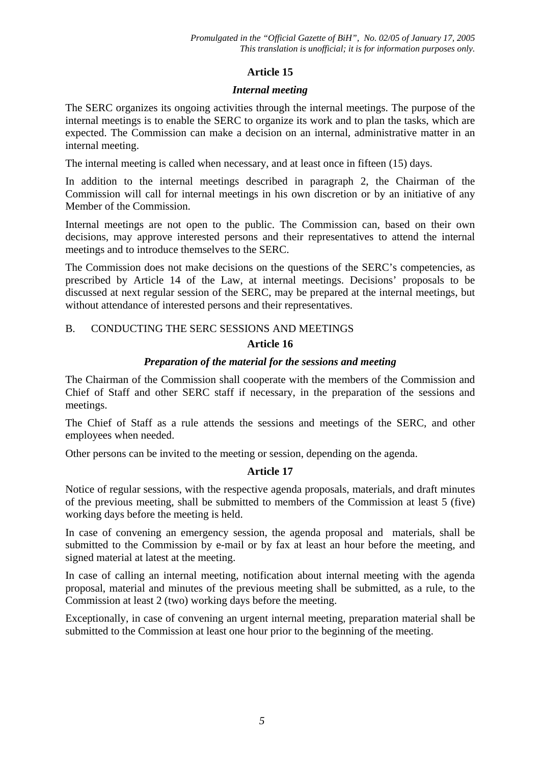## Article 15

### *Internal meeting*

The SERC organizes its ongoing activities through the internal meetings. The purpose of the internal meetings is to enable the SERC to organize its work and to plan the tasks, which are expected. The Commission can make a decision on an internal, administrative matter in an internal meeting.

The internal meeting is called when necessary, and at least once in fifteen (15) days.

In addition to the internal meetings described in paragraph 2, the Chairman of the Commission will call for internal meetings in his own discretion or by an initiative of any Member of the Commission.

Internal meetings are not open to the public. The Commission can, based on their own decisions, may approve interested persons and their representatives to attend the internal meetings and to introduce themselves to the SERC.

The Commission does not make decisions on the questions of the SERC's competencies, as prescribed by Article 14 of the Law, at internal meetings. Decisions' proposals to be discussed at next regular session of the SERC, may be prepared at the internal meetings, but without attendance of interested persons and their representatives.

B. CONDUCTING THE SERC SESSIONS AND MEETINGS

## Article 16

### *Preparation of the material for the sessions and meeting*

The Chairman of the Commission shall cooperate with the members of the Commission and Chief of Staff and other SERC staff if necessary, in the preparation of the sessions and meetings.

The Chief of Staff as a rule attends the sessions and meetings of the SERC, and other employees when needed.

Other persons can be invited to the meeting or session, depending on the agenda.

## Article 17

Notice of regular sessions, with the respective agenda proposals, materials, and draft minutes of the previous meeting, shall be submitted to members of the Commission at least 5 (five) working days before the meeting is held.

In case of convening an emergency session, the agenda proposal and materials, shall be submitted to the Commission by e-mail or by fax at least an hour before the meeting, and signed material at latest at the meeting.

In case of calling an internal meeting, notification about internal meeting with the agenda proposal, material and minutes of the previous meeting shall be submitted, as a rule, to the Commission at least 2 (two) working days before the meeting.

Exceptionally, in case of convening an urgent internal meeting, preparation material shall be submitted to the Commission at least one hour prior to the beginning of the meeting.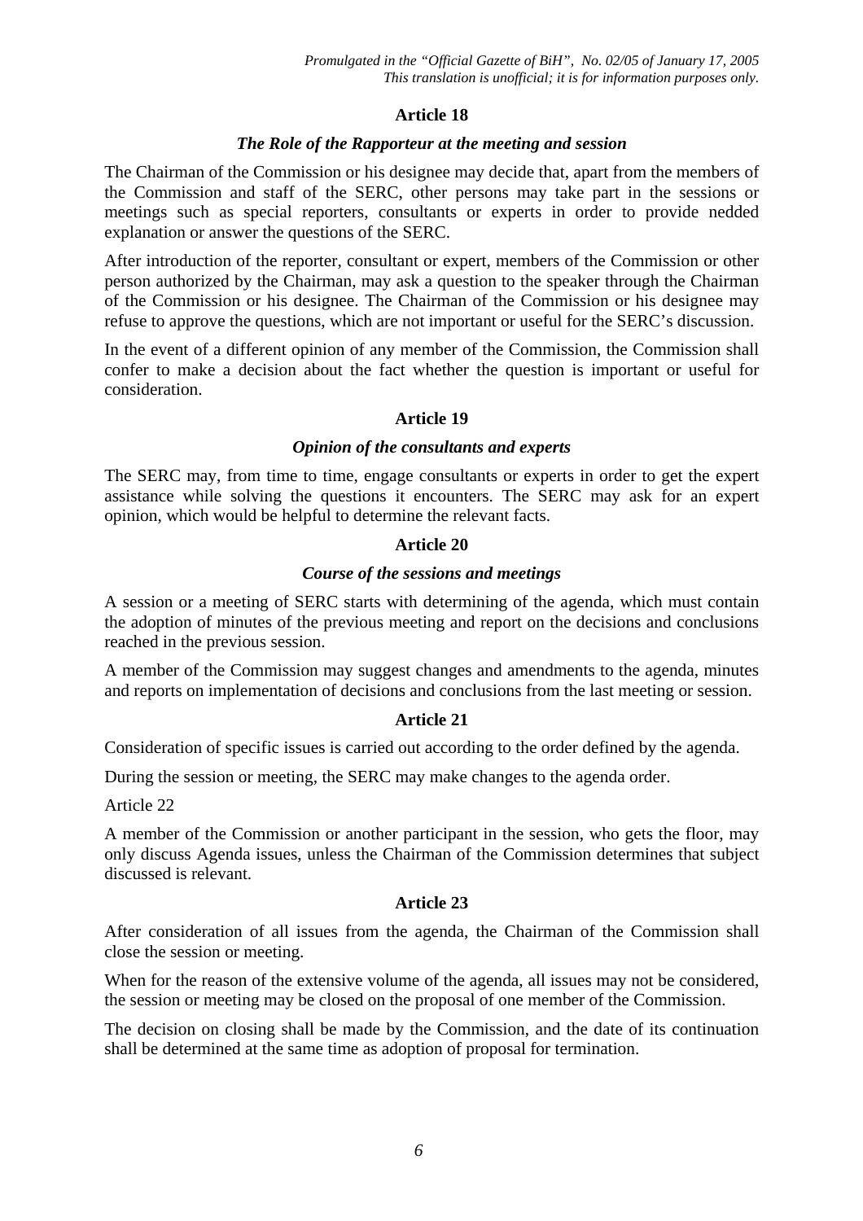**Article 18**

***The Role of the Rapporteur at the meeting and session***

The Chairman of the Commission or his designee may decide that, apart from the members of the Commission and staff of the SERC, other persons may take part in the sessions or meetings such as special reporters, consultants or experts in order to provide nedded explanation or answer the questions of the SERC.

After introduction of the reporter, consultant or expert, members of the Commission or other person authorized by the Chairman, may ask a question to the speaker through the Chairman of the Commission or his designee. The Chairman of the Commission or his designee may refuse to approve the questions, which are not important or useful for the SERC's discussion.

In the event of a different opinion of any member of the Commission, the Commission shall confer to make a decision about the fact whether the question is important or useful for consideration.

**Article 19**

***Opinion of the consultants and experts***

The SERC may, from time to time, engage consultants or experts in order to get the expert assistance while solving the questions it encounters. The SERC may ask for an expert opinion, which would be helpful to determine the relevant facts.

**Article 20**

***Course of the sessions and meetings***

A session or a meeting of SERC starts with determining of the agenda, which must contain the adoption of minutes of the previous meeting and report on the decisions and conclusions reached in the previous session.

A member of the Commission may suggest changes and amendments to the agenda, minutes and reports on implementation of decisions and conclusions from the last meeting or session.

**Article 21**

Consideration of specific issues is carried out according to the order defined by the agenda.

During the session or meeting, the SERC may make changes to the agenda order.

Article 22

A member of the Commission or another participant in the session, who gets the floor, may only discuss Agenda issues, unless the Chairman of the Commission determines that subject discussed is relevant.

**Article 23**

After consideration of all issues from the agenda, the Chairman of the Commission shall close the session or meeting.

When for the reason of the extensive volume of the agenda, all issues may not be considered, the session or meeting may be closed on the proposal of one member of the Commission.

The decision on closing shall be made by the Commission, and the date of its continuation shall be determined at the same time as adoption of proposal for termination.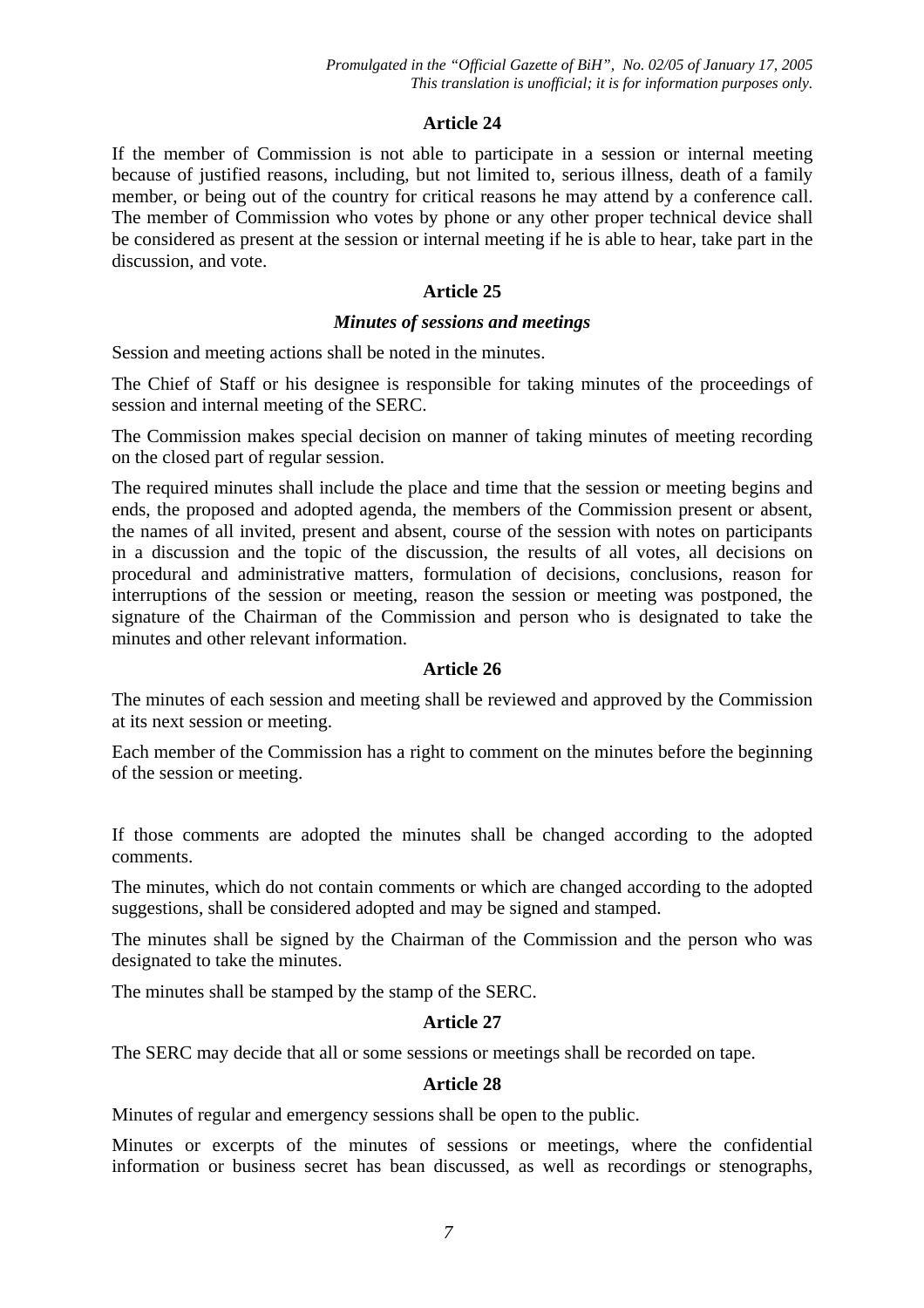**Article 24**

If the member of Commission is not able to participate in a session or internal meeting because of justified reasons, including, but not limited to, serious illness, death of a family member, or being out of the country for critical reasons he may attend by a conference call. The member of Commission who votes by phone or any other proper technical device shall be considered as present at the session or internal meeting if he is able to hear, take part in the discussion, and vote.

**Article 25**

***Minutes of sessions and meetings***

Session and meeting actions shall be noted in the minutes.

The Chief of Staff or his designee is responsible for taking minutes of the proceedings of session and internal meeting of the SERC.

The Commission makes special decision on manner of taking minutes of meeting recording on the closed part of regular session.

The required minutes shall include the place and time that the session or meeting begins and ends, the proposed and adopted agenda, the members of the Commission present or absent, the names of all invited, present and absent, course of the session with notes on participants in a discussion and the topic of the discussion, the results of all votes, all decisions on procedural and administrative matters, formulation of decisions, conclusions, reason for interruptions of the session or meeting, reason the session or meeting was postponed, the signature of the Chairman of the Commission and person who is designated to take the minutes and other relevant information.

**Article 26**

The minutes of each session and meeting shall be reviewed and approved by the Commission at its next session or meeting.

Each member of the Commission has a right to comment on the minutes before the beginning of the session or meeting.

If those comments are adopted the minutes shall be changed according to the adopted comments.

The minutes, which do not contain comments or which are changed according to the adopted suggestions, shall be considered adopted and may be signed and stamped.

The minutes shall be signed by the Chairman of the Commission and the person who was designated to take the minutes.

The minutes shall be stamped by the stamp of the SERC.

**Article 27**

The SERC may decide that all or some sessions or meetings shall be recorded on tape.

**Article 28**

Minutes of regular and emergency sessions shall be open to the public.

Minutes or excerpts of the minutes of sessions or meetings, where the confidential information or business secret has bean discussed, as well as recordings or stenographs,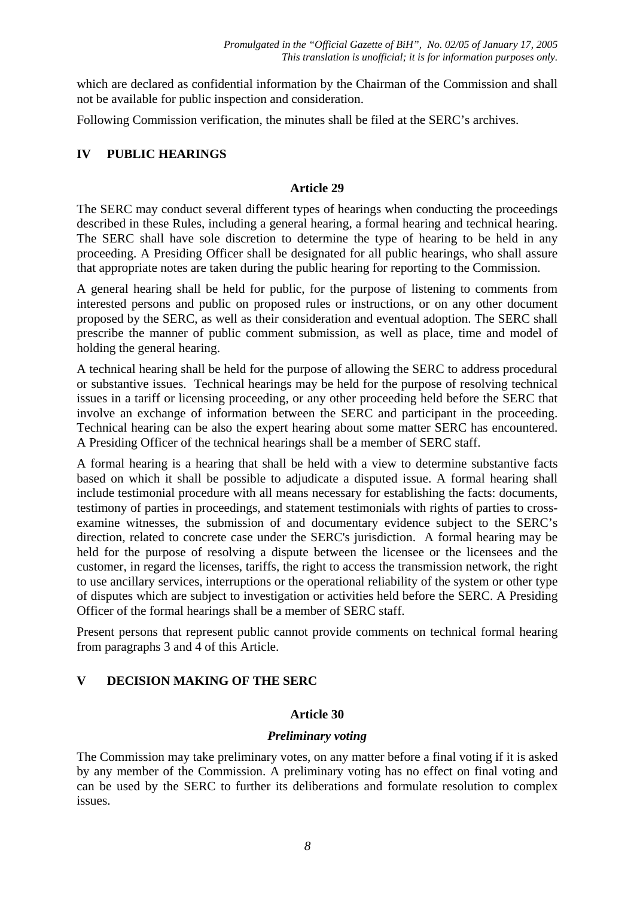which are declared as confidential information by the Chairman of the Commission and shall not be available for public inspection and consideration.

Following Commission verification, the minutes shall be filed at the SERC's archives.

## IV PUBLIC HEARINGS

### Article 29

The SERC may conduct several different types of hearings when conducting the proceedings described in these Rules, including a general hearing, a formal hearing and technical hearing. The SERC shall have sole discretion to determine the type of hearing to be held in any proceeding. A Presiding Officer shall be designated for all public hearings, who shall assure that appropriate notes are taken during the public hearing for reporting to the Commission.

A general hearing shall be held for public, for the purpose of listening to comments from interested persons and public on proposed rules or instructions, or on any other document proposed by the SERC, as well as their consideration and eventual adoption. The SERC shall prescribe the manner of public comment submission, as well as place, time and model of holding the general hearing.

A technical hearing shall be held for the purpose of allowing the SERC to address procedural or substantive issues. Technical hearings may be held for the purpose of resolving technical issues in a tariff or licensing proceeding, or any other proceeding held before the SERC that involve an exchange of information between the SERC and participant in the proceeding. Technical hearing can be also the expert hearing about some matter SERC has encountered. A Presiding Officer of the technical hearings shall be a member of SERC staff.

A formal hearing is a hearing that shall be held with a view to determine substantive facts based on which it shall be possible to adjudicate a disputed issue. A formal hearing shall include testimonial procedure with all means necessary for establishing the facts: documents, testimony of parties in proceedings, and statement testimonials with rights of parties to cross-examine witnesses, the submission of and documentary evidence subject to the SERC's direction, related to concrete case under the SERC's jurisdiction. A formal hearing may be held for the purpose of resolving a dispute between the licensee or the licensees and the customer, in regard the licenses, tariffs, the right to access the transmission network, the right to use ancillary services, interruptions or the operational reliability of the system or other type of disputes which are subject to investigation or activities held before the SERC. A Presiding Officer of the formal hearings shall be a member of SERC staff.

Present persons that represent public cannot provide comments on technical formal hearing from paragraphs 3 and 4 of this Article.

## V DECISION MAKING OF THE SERC

### Article 30

***Preliminary voting***

The Commission may take preliminary votes, on any matter before a final voting if it is asked by any member of the Commission. A preliminary voting has no effect on final voting and can be used by the SERC to further its deliberations and formulate resolution to complex issues.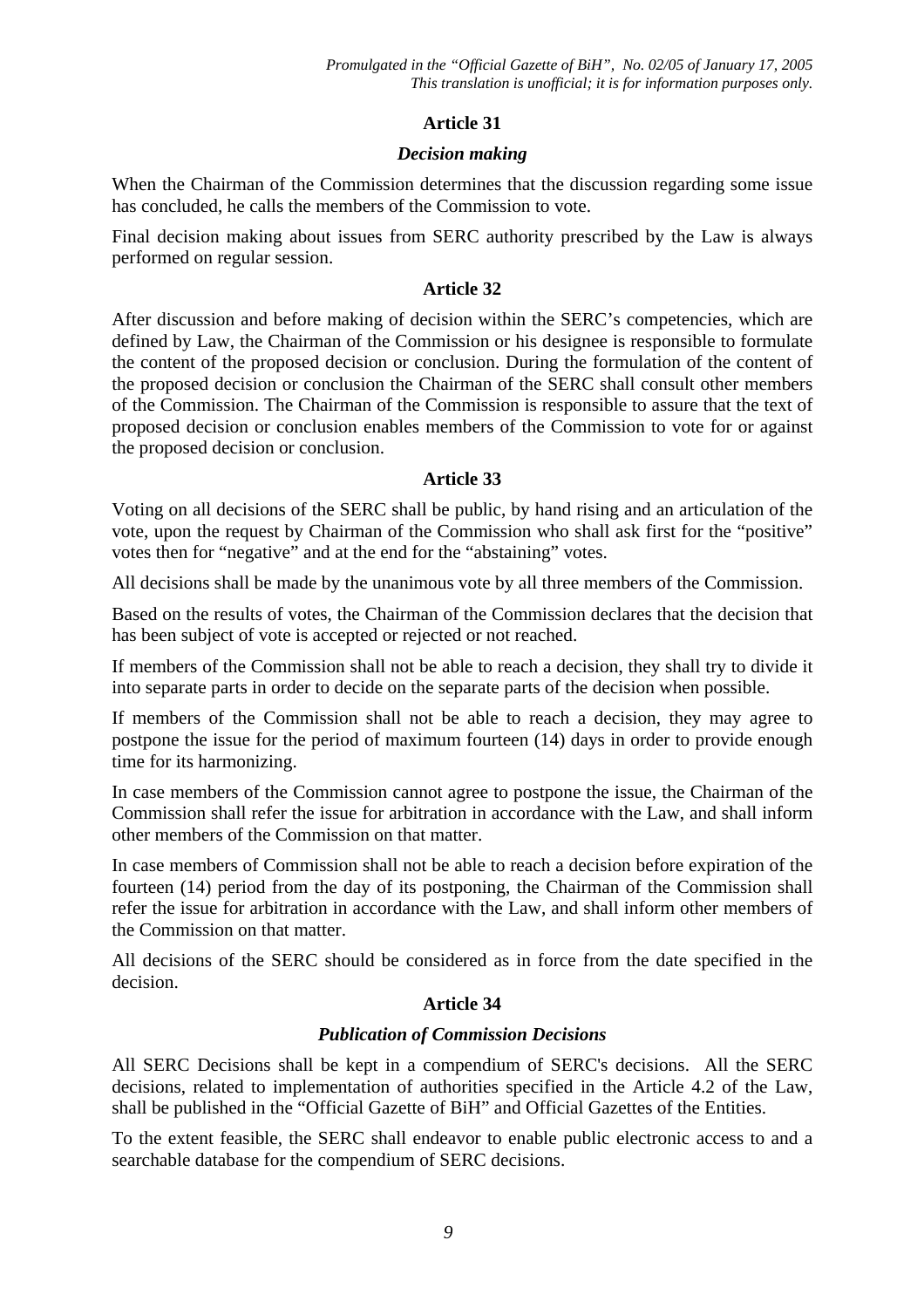**Article 31**

***Decision making***

When the Chairman of the Commission determines that the discussion regarding some issue has concluded, he calls the members of the Commission to vote.

Final decision making about issues from SERC authority prescribed by the Law is always performed on regular session.

**Article 32**

After discussion and before making of decision within the SERC's competencies, which are defined by Law, the Chairman of the Commission or his designee is responsible to formulate the content of the proposed decision or conclusion. During the formulation of the content of the proposed decision or conclusion the Chairman of the SERC shall consult other members of the Commission. The Chairman of the Commission is responsible to assure that the text of proposed decision or conclusion enables members of the Commission to vote for or against the proposed decision or conclusion.

**Article 33**

Voting on all decisions of the SERC shall be public, by hand rising and an articulation of the vote, upon the request by Chairman of the Commission who shall ask first for the "positive" votes then for "negative" and at the end for the "abstaining" votes.

All decisions shall be made by the unanimous vote by all three members of the Commission.

Based on the results of votes, the Chairman of the Commission declares that the decision that has been subject of vote is accepted or rejected or not reached.

If members of the Commission shall not be able to reach a decision, they shall try to divide it into separate parts in order to decide on the separate parts of the decision when possible.

If members of the Commission shall not be able to reach a decision, they may agree to postpone the issue for the period of maximum fourteen (14) days in order to provide enough time for its harmonizing.

In case members of the Commission cannot agree to postpone the issue, the Chairman of the Commission shall refer the issue for arbitration in accordance with the Law, and shall inform other members of the Commission on that matter.

In case members of Commission shall not be able to reach a decision before expiration of the fourteen (14) period from the day of its postponing, the Chairman of the Commission shall refer the issue for arbitration in accordance with the Law, and shall inform other members of the Commission on that matter.

All decisions of the SERC should be considered as in force from the date specified in the decision.

**Article 34**

***Publication of Commission Decisions***

All SERC Decisions shall be kept in a compendium of SERC's decisions. All the SERC decisions, related to implementation of authorities specified in the Article 4.2 of the Law, shall be published in the "Official Gazette of BiH" and Official Gazettes of the Entities.

To the extent feasible, the SERC shall endeavor to enable public electronic access to and a searchable database for the compendium of SERC decisions.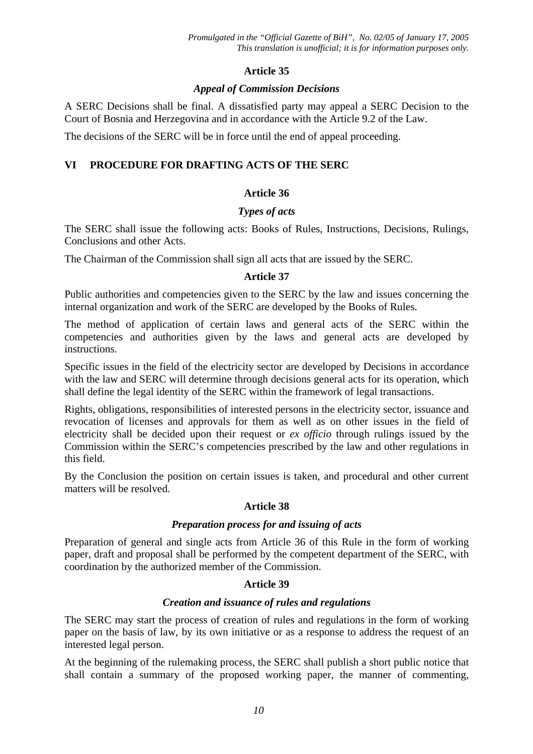### Article 35

#### *Appeal of Commission Decisions*

A SERC Decisions shall be final. A dissatisfied party may appeal a SERC Decision to the Court of Bosnia and Herzegovina and in accordance with the Article 9.2 of the Law.

The decisions of the SERC will be in force until the end of appeal proceeding.

## VI PROCEDURE FOR DRAFTING ACTS OF THE SERC

### Article 36

#### *Types of acts*

The SERC shall issue the following acts: Books of Rules, Instructions, Decisions, Rulings, Conclusions and other Acts.

The Chairman of the Commission shall sign all acts that are issued by the SERC.

### Article 37

Public authorities and competencies given to the SERC by the law and issues concerning the internal organization and work of the SERC are developed by the Books of Rules.

The method of application of certain laws and general acts of the SERC within the competencies and authorities given by the laws and general acts are developed by instructions.

Specific issues in the field of the electricity sector are developed by Decisions in accordance with the law and SERC will determine through decisions general acts for its operation, which shall define the legal identity of the SERC within the framework of legal transactions.

Rights, obligations, responsibilities of interested persons in the electricity sector, issuance and revocation of licenses and approvals for them as well as on other issues in the field of electricity shall be decided upon their request or *ex officio* through rulings issued by the Commission within the SERC's competencies prescribed by the law and other regulations in this field.

By the Conclusion the position on certain issues is taken, and procedural and other current matters will be resolved.

### Article 38

#### *Preparation process for and issuing of acts*

Preparation of general and single acts from Article 36 of this Rule in the form of working paper, draft and proposal shall be performed by the competent department of the SERC, with coordination by the authorized member of the Commission.

### Article 39

#### *Creation and issuance of rules and regulations*

The SERC may start the process of creation of rules and regulations in the form of working paper on the basis of law, by its own initiative or as a response to address the request of an interested legal person.

At the beginning of the rulemaking process, the SERC shall publish a short public notice that shall contain a summary of the proposed working paper, the manner of commenting,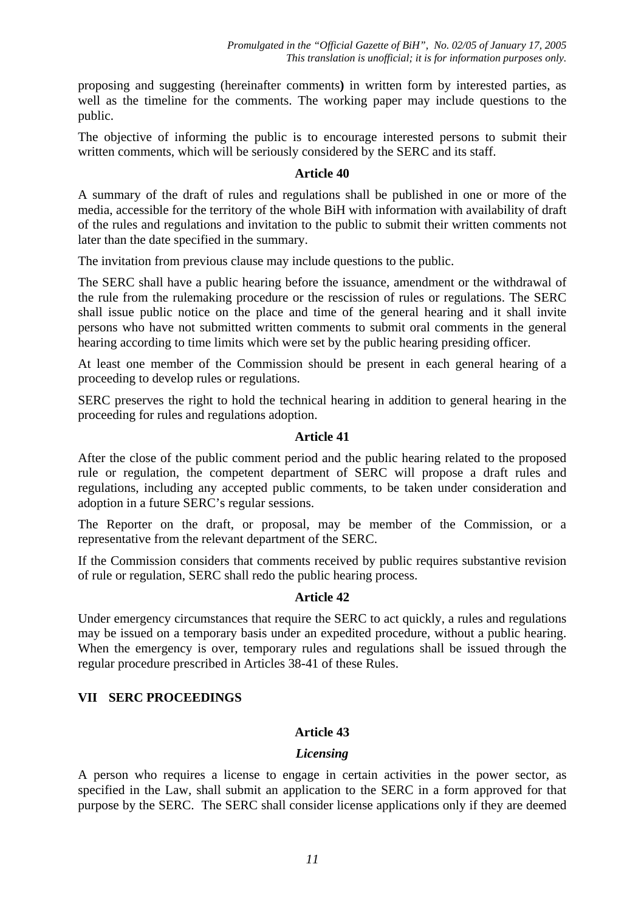proposing and suggesting (hereinafter comments**)** in written form by interested parties, as well as the timeline for the comments. The working paper may include questions to the public.

The objective of informing the public is to encourage interested persons to submit their written comments, which will be seriously considered by the SERC and its staff.

**Article 40**

A summary of the draft of rules and regulations shall be published in one or more of the media, accessible for the territory of the whole BiH with information with availability of draft of the rules and regulations and invitation to the public to submit their written comments not later than the date specified in the summary.

The invitation from previous clause may include questions to the public.

The SERC shall have a public hearing before the issuance, amendment or the withdrawal of the rule from the rulemaking procedure or the rescission of rules or regulations. The SERC shall issue public notice on the place and time of the general hearing and it shall invite persons who have not submitted written comments to submit oral comments in the general hearing according to time limits which were set by the public hearing presiding officer.

At least one member of the Commission should be present in each general hearing of a proceeding to develop rules or regulations.

SERC preserves the right to hold the technical hearing in addition to general hearing in the proceeding for rules and regulations adoption.

**Article 41**

After the close of the public comment period and the public hearing related to the proposed rule or regulation, the competent department of SERC will propose a draft rules and regulations, including any accepted public comments, to be taken under consideration and adoption in a future SERC's regular sessions.

The Reporter on the draft, or proposal, may be member of the Commission, or a representative from the relevant department of the SERC.

If the Commission considers that comments received by public requires substantive revision of rule or regulation, SERC shall redo the public hearing process.

**Article 42**

Under emergency circumstances that require the SERC to act quickly, a rules and regulations may be issued on a temporary basis under an expedited procedure, without a public hearing. When the emergency is over, temporary rules and regulations shall be issued through the regular procedure prescribed in Articles 38-41 of these Rules.

## VII SERC PROCEEDINGS

**Article 43**

***Licensing***

A person who requires a license to engage in certain activities in the power sector, as specified in the Law, shall submit an application to the SERC in a form approved for that purpose by the SERC. The SERC shall consider license applications only if they are deemed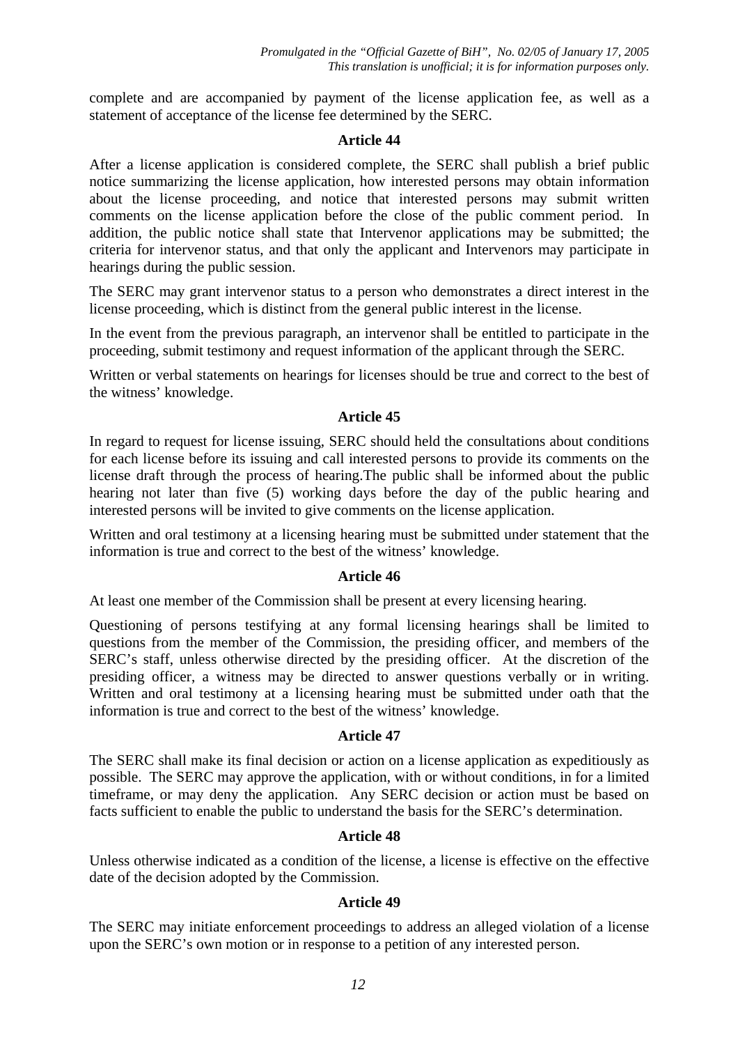complete and are accompanied by payment of the license application fee, as well as a statement of acceptance of the license fee determined by the SERC.

### Article 44

After a license application is considered complete, the SERC shall publish a brief public notice summarizing the license application, how interested persons may obtain information about the license proceeding, and notice that interested persons may submit written comments on the license application before the close of the public comment period. In addition, the public notice shall state that Intervenor applications may be submitted; the criteria for intervenor status, and that only the applicant and Intervenors may participate in hearings during the public session.

The SERC may grant intervenor status to a person who demonstrates a direct interest in the license proceeding, which is distinct from the general public interest in the license.

In the event from the previous paragraph, an intervenor shall be entitled to participate in the proceeding, submit testimony and request information of the applicant through the SERC.

Written or verbal statements on hearings for licenses should be true and correct to the best of the witness' knowledge.

### Article 45

In regard to request for license issuing, SERC should held the consultations about conditions for each license before its issuing and call interested persons to provide its comments on the license draft through the process of hearing.The public shall be informed about the public hearing not later than five (5) working days before the day of the public hearing and interested persons will be invited to give comments on the license application.

Written and oral testimony at a licensing hearing must be submitted under statement that the information is true and correct to the best of the witness' knowledge.

### Article 46

At least one member of the Commission shall be present at every licensing hearing.

Questioning of persons testifying at any formal licensing hearings shall be limited to questions from the member of the Commission, the presiding officer, and members of the SERC's staff, unless otherwise directed by the presiding officer. At the discretion of the presiding officer, a witness may be directed to answer questions verbally or in writing. Written and oral testimony at a licensing hearing must be submitted under oath that the information is true and correct to the best of the witness' knowledge.

### Article 47

The SERC shall make its final decision or action on a license application as expeditiously as possible. The SERC may approve the application, with or without conditions, in for a limited timeframe, or may deny the application. Any SERC decision or action must be based on facts sufficient to enable the public to understand the basis for the SERC's determination.

### Article 48

Unless otherwise indicated as a condition of the license, a license is effective on the effective date of the decision adopted by the Commission.

### Article 49

The SERC may initiate enforcement proceedings to address an alleged violation of a license upon the SERC's own motion or in response to a petition of any interested person.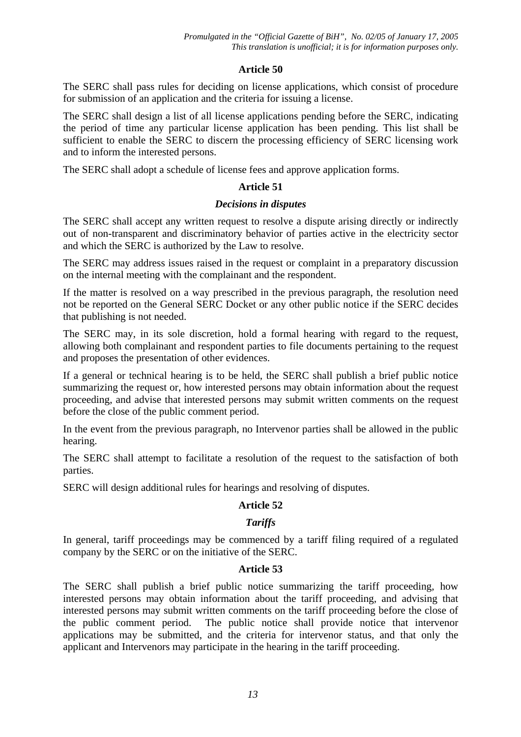### Article 50

The SERC shall pass rules for deciding on license applications, which consist of procedure for submission of an application and the criteria for issuing a license.

The SERC shall design a list of all license applications pending before the SERC, indicating the period of time any particular license application has been pending. This list shall be sufficient to enable the SERC to discern the processing efficiency of SERC licensing work and to inform the interested persons.

The SERC shall adopt a schedule of license fees and approve application forms.

### Article 51

#### *Decisions in disputes*

The SERC shall accept any written request to resolve a dispute arising directly or indirectly out of non-transparent and discriminatory behavior of parties active in the electricity sector and which the SERC is authorized by the Law to resolve.

The SERC may address issues raised in the request or complaint in a preparatory discussion on the internal meeting with the complainant and the respondent.

If the matter is resolved on a way prescribed in the previous paragraph, the resolution need not be reported on the General SERC Docket or any other public notice if the SERC decides that publishing is not needed.

The SERC may, in its sole discretion, hold a formal hearing with regard to the request, allowing both complainant and respondent parties to file documents pertaining to the request and proposes the presentation of other evidences.

If a general or technical hearing is to be held, the SERC shall publish a brief public notice summarizing the request or, how interested persons may obtain information about the request proceeding, and advise that interested persons may submit written comments on the request before the close of the public comment period.

In the event from the previous paragraph, no Intervenor parties shall be allowed in the public hearing.

The SERC shall attempt to facilitate a resolution of the request to the satisfaction of both parties.

SERC will design additional rules for hearings and resolving of disputes.

### Article 52

#### *Tariffs*

In general, tariff proceedings may be commenced by a tariff filing required of a regulated company by the SERC or on the initiative of the SERC.

### Article 53

The SERC shall publish a brief public notice summarizing the tariff proceeding, how interested persons may obtain information about the tariff proceeding, and advising that interested persons may submit written comments on the tariff proceeding before the close of the public comment period. The public notice shall provide notice that intervenor applications may be submitted, and the criteria for intervenor status, and that only the applicant and Intervenors may participate in the hearing in the tariff proceeding.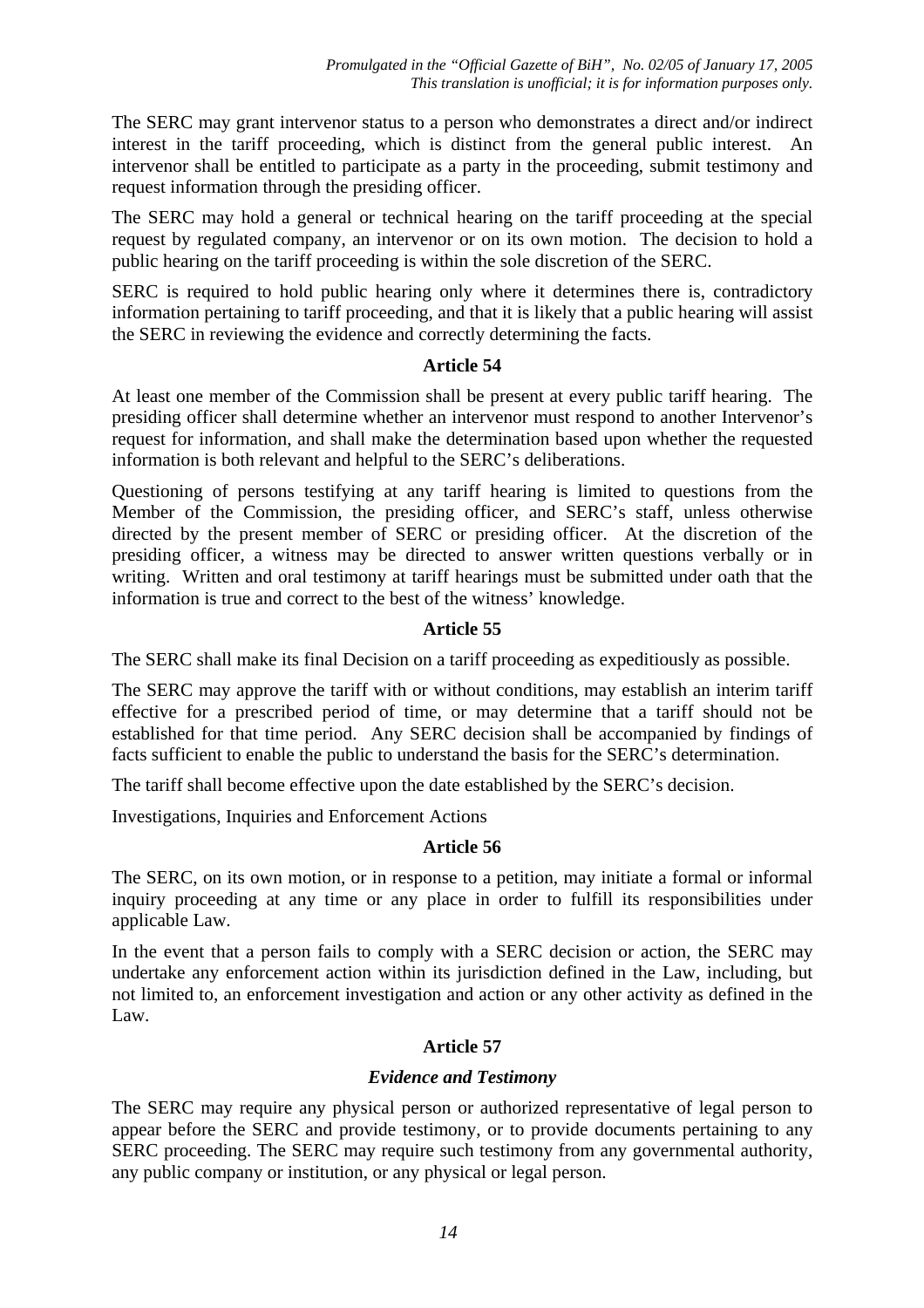The SERC may grant intervenor status to a person who demonstrates a direct and/or indirect interest in the tariff proceeding, which is distinct from the general public interest. An intervenor shall be entitled to participate as a party in the proceeding, submit testimony and request information through the presiding officer.

The SERC may hold a general or technical hearing on the tariff proceeding at the special request by regulated company, an intervenor or on its own motion. The decision to hold a public hearing on the tariff proceeding is within the sole discretion of the SERC.

SERC is required to hold public hearing only where it determines there is, contradictory information pertaining to tariff proceeding, and that it is likely that a public hearing will assist the SERC in reviewing the evidence and correctly determining the facts.

**Article 54**

At least one member of the Commission shall be present at every public tariff hearing. The presiding officer shall determine whether an intervenor must respond to another Intervenor's request for information, and shall make the determination based upon whether the requested information is both relevant and helpful to the SERC's deliberations.

Questioning of persons testifying at any tariff hearing is limited to questions from the Member of the Commission, the presiding officer, and SERC's staff, unless otherwise directed by the present member of SERC or presiding officer. At the discretion of the presiding officer, a witness may be directed to answer written questions verbally or in writing. Written and oral testimony at tariff hearings must be submitted under oath that the information is true and correct to the best of the witness' knowledge.

**Article 55**

The SERC shall make its final Decision on a tariff proceeding as expeditiously as possible.

The SERC may approve the tariff with or without conditions, may establish an interim tariff effective for a prescribed period of time, or may determine that a tariff should not be established for that time period. Any SERC decision shall be accompanied by findings of facts sufficient to enable the public to understand the basis for the SERC's determination.

The tariff shall become effective upon the date established by the SERC's decision.

Investigations, Inquiries and Enforcement Actions

**Article 56**

The SERC, on its own motion, or in response to a petition, may initiate a formal or informal inquiry proceeding at any time or any place in order to fulfill its responsibilities under applicable Law.

In the event that a person fails to comply with a SERC decision or action, the SERC may undertake any enforcement action within its jurisdiction defined in the Law, including, but not limited to, an enforcement investigation and action or any other activity as defined in the Law.

**Article 57**

***Evidence and Testimony***

The SERC may require any physical person or authorized representative of legal person to appear before the SERC and provide testimony, or to provide documents pertaining to any SERC proceeding. The SERC may require such testimony from any governmental authority, any public company or institution, or any physical or legal person.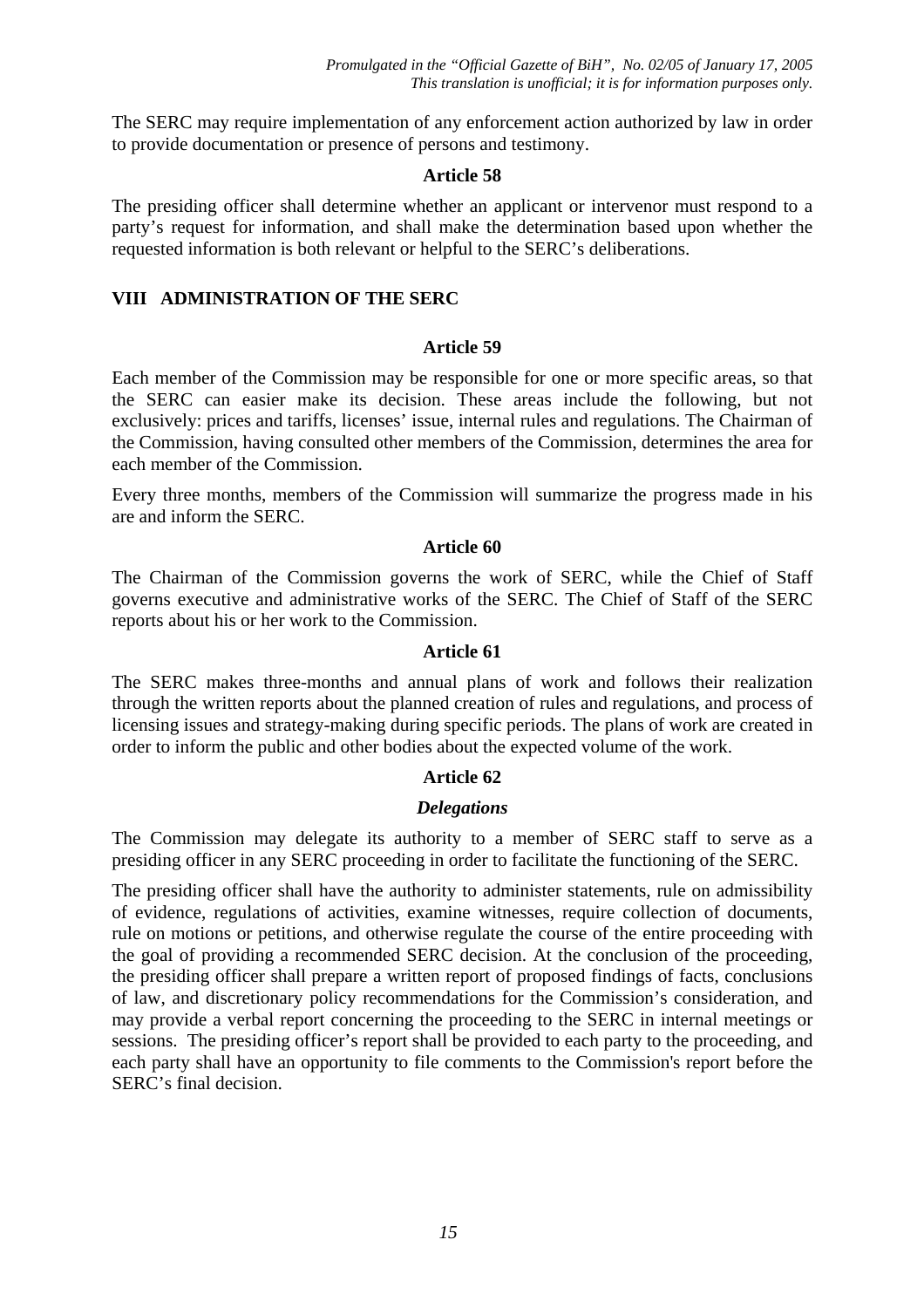The SERC may require implementation of any enforcement action authorized by law in order to provide documentation or presence of persons and testimony.

**Article 58**

The presiding officer shall determine whether an applicant or intervenor must respond to a party's request for information, and shall make the determination based upon whether the requested information is both relevant or helpful to the SERC's deliberations.

## VIII ADMINISTRATION OF THE SERC

**Article 59**

Each member of the Commission may be responsible for one or more specific areas, so that the SERC can easier make its decision. These areas include the following, but not exclusively: prices and tariffs, licenses' issue, internal rules and regulations. The Chairman of the Commission, having consulted other members of the Commission, determines the area for each member of the Commission.

Every three months, members of the Commission will summarize the progress made in his are and inform the SERC.

**Article 60**

The Chairman of the Commission governs the work of SERC, while the Chief of Staff governs executive and administrative works of the SERC. The Chief of Staff of the SERC reports about his or her work to the Commission.

**Article 61**

The SERC makes three-months and annual plans of work and follows their realization through the written reports about the planned creation of rules and regulations, and process of licensing issues and strategy-making during specific periods. The plans of work are created in order to inform the public and other bodies about the expected volume of the work.

**Article 62**

***Delegations***

The Commission may delegate its authority to a member of SERC staff to serve as a presiding officer in any SERC proceeding in order to facilitate the functioning of the SERC.

The presiding officer shall have the authority to administer statements, rule on admissibility of evidence, regulations of activities, examine witnesses, require collection of documents, rule on motions or petitions, and otherwise regulate the course of the entire proceeding with the goal of providing a recommended SERC decision. At the conclusion of the proceeding, the presiding officer shall prepare a written report of proposed findings of facts, conclusions of law, and discretionary policy recommendations for the Commission's consideration, and may provide a verbal report concerning the proceeding to the SERC in internal meetings or sessions. The presiding officer's report shall be provided to each party to the proceeding, and each party shall have an opportunity to file comments to the Commission's report before the SERC's final decision.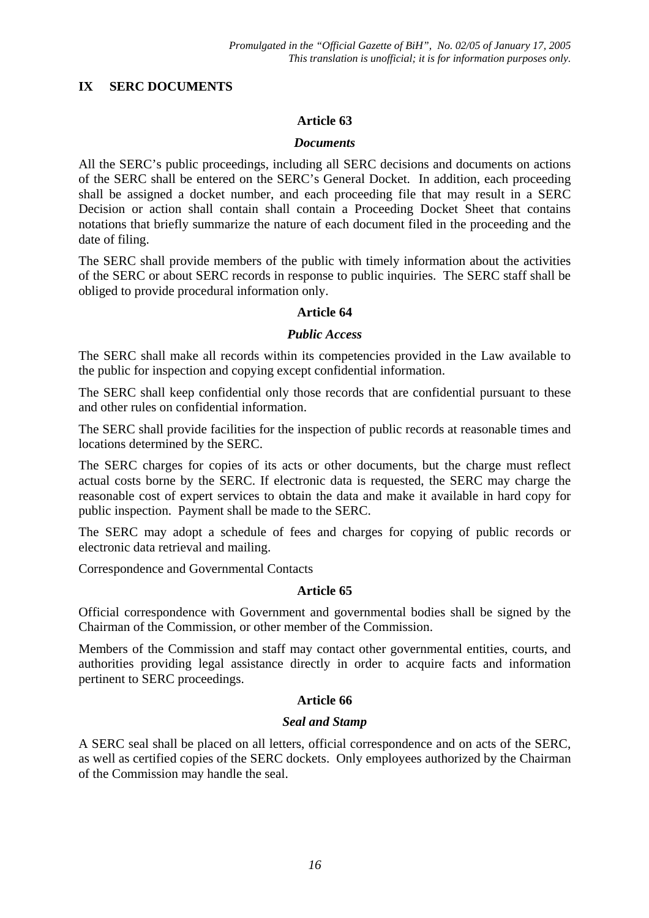## IX SERC DOCUMENTS

### Article 63

#### *Documents*

All the SERC's public proceedings, including all SERC decisions and documents on actions of the SERC shall be entered on the SERC's General Docket. In addition, each proceeding shall be assigned a docket number, and each proceeding file that may result in a SERC Decision or action shall contain shall contain a Proceeding Docket Sheet that contains notations that briefly summarize the nature of each document filed in the proceeding and the date of filing.

The SERC shall provide members of the public with timely information about the activities of the SERC or about SERC records in response to public inquiries. The SERC staff shall be obliged to provide procedural information only.

### Article 64

#### *Public Access*

The SERC shall make all records within its competencies provided in the Law available to the public for inspection and copying except confidential information.

The SERC shall keep confidential only those records that are confidential pursuant to these and other rules on confidential information.

The SERC shall provide facilities for the inspection of public records at reasonable times and locations determined by the SERC.

The SERC charges for copies of its acts or other documents, but the charge must reflect actual costs borne by the SERC. If electronic data is requested, the SERC may charge the reasonable cost of expert services to obtain the data and make it available in hard copy for public inspection. Payment shall be made to the SERC.

The SERC may adopt a schedule of fees and charges for copying of public records or electronic data retrieval and mailing.

Correspondence and Governmental Contacts

### Article 65

Official correspondence with Government and governmental bodies shall be signed by the Chairman of the Commission, or other member of the Commission.

Members of the Commission and staff may contact other governmental entities, courts, and authorities providing legal assistance directly in order to acquire facts and information pertinent to SERC proceedings.

### Article 66

#### *Seal and Stamp*

A SERC seal shall be placed on all letters, official correspondence and on acts of the SERC, as well as certified copies of the SERC dockets. Only employees authorized by the Chairman of the Commission may handle the seal.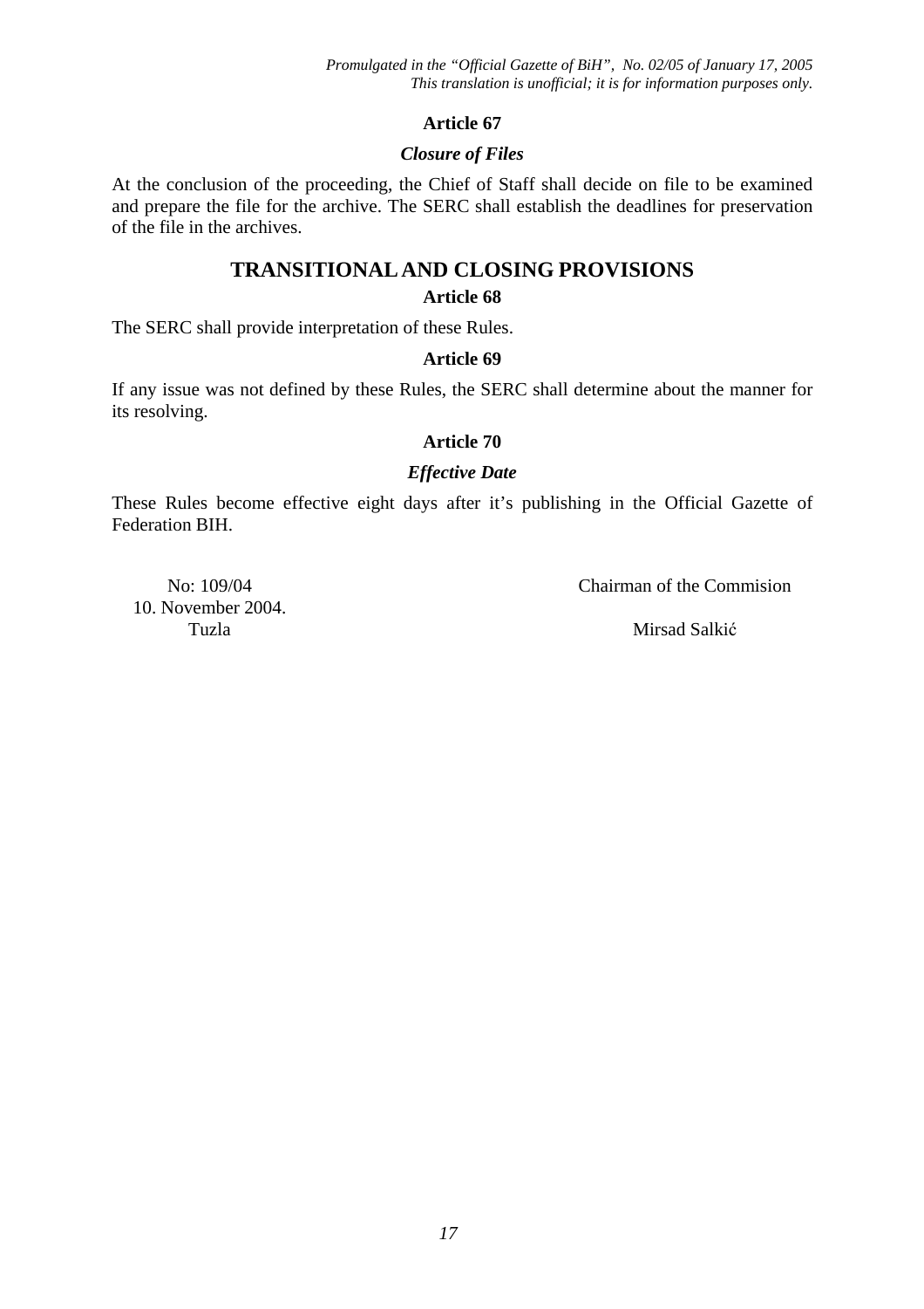### Article 67

***Closure of Files***

At the conclusion of the proceeding, the Chief of Staff shall decide on file to be examined and prepare the file for the archive. The SERC shall establish the deadlines for preservation of the file in the archives.

## TRANSITIONAL AND CLOSING PROVISIONS

### Article 68

The SERC shall provide interpretation of these Rules.

### Article 69

If any issue was not defined by these Rules, the SERC shall determine about the manner for its resolving.

### Article 70

***Effective Date***

These Rules become effective eight days after it's publishing in the Official Gazette of Federation BIH.

No: 109/04
10. November 2004.
Tuzla

Chairman of the Commision

Mirsad Salkić